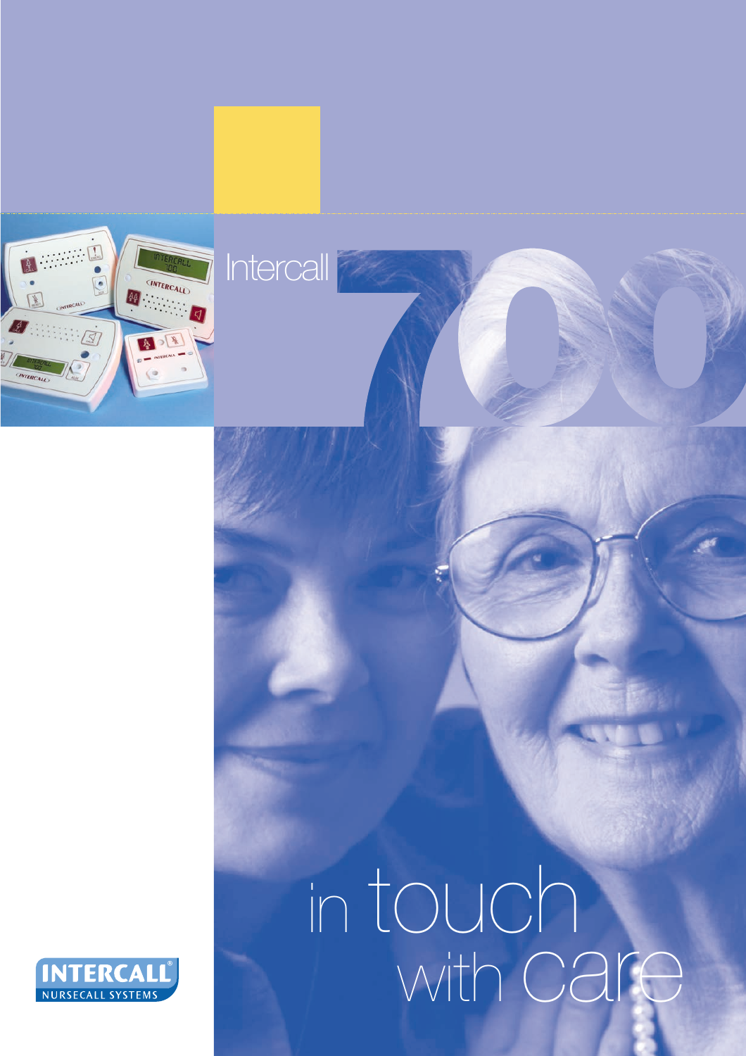# Intercall 700

# in touch with care

INTERCALL®
NURSECALL SYSTEMS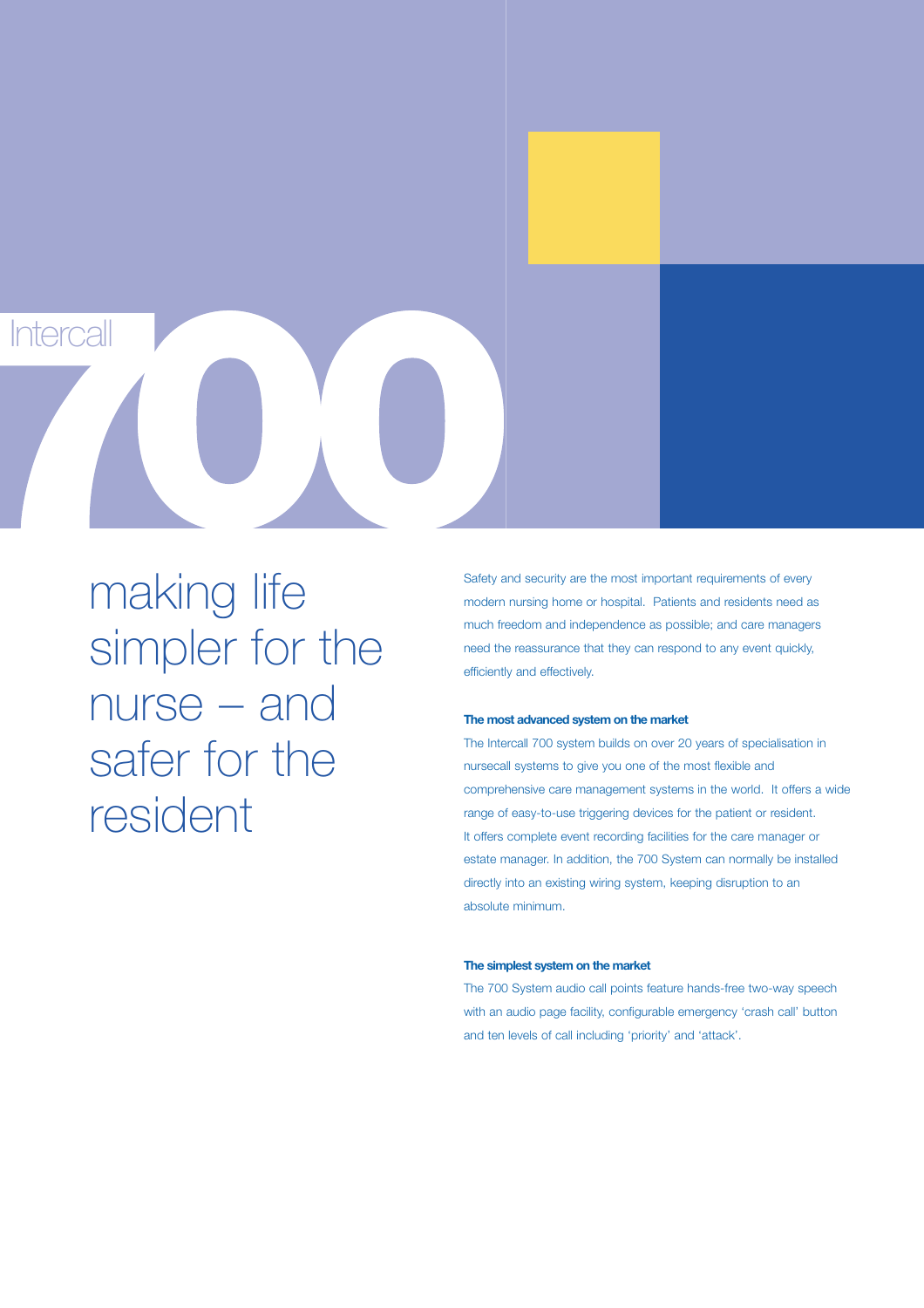# Intercall 700

## making life simpler for the nurse – and safer for the resident

Safety and security are the most important requirements of every modern nursing home or hospital. Patients and residents need as much freedom and independence as possible; and care managers need the reassurance that they can respond to any event quickly, efficiently and effectively.

**The most advanced system on the market**

The Intercall 700 system builds on over 20 years of specialisation in nursecall systems to give you one of the most flexible and comprehensive care management systems in the world. It offers a wide range of easy-to-use triggering devices for the patient or resident. It offers complete event recording facilities for the care manager or estate manager. In addition, the 700 System can normally be installed directly into an existing wiring system, keeping disruption to an absolute minimum.

**The simplest system on the market**

The 700 System audio call points feature hands-free two-way speech with an audio page facility, configurable emergency 'crash call' button and ten levels of call including 'priority' and 'attack'.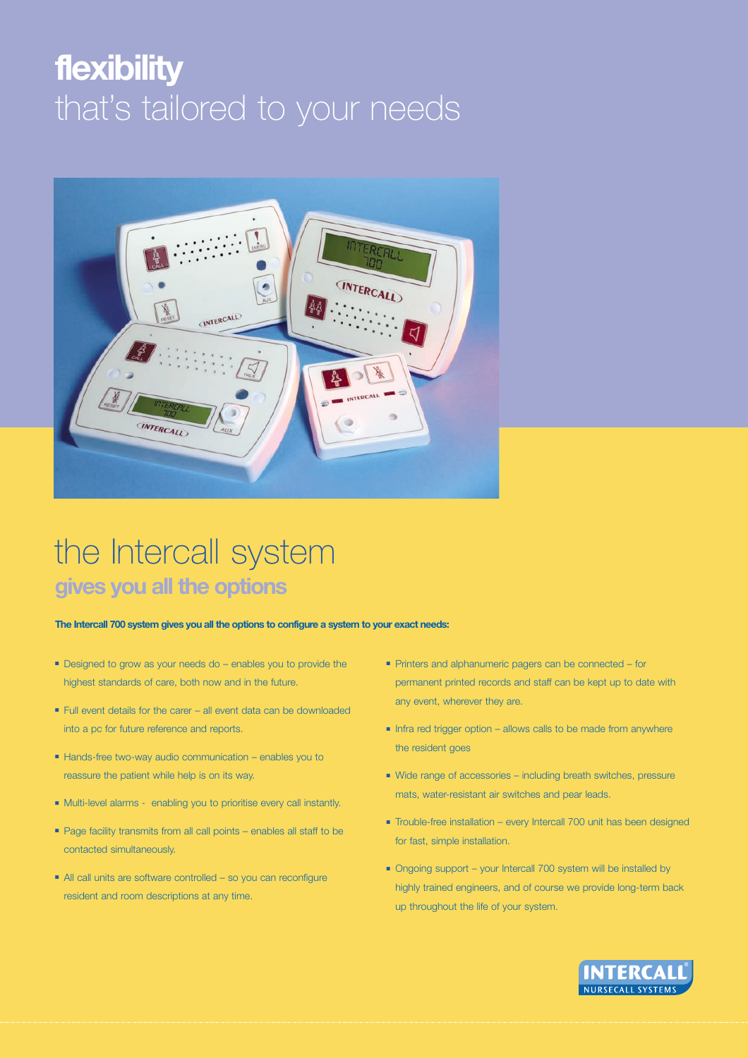# flexibility
## that's tailored to your needs

# the Intercall system
## gives you all the options

**The Intercall 700 system gives you all the options to configure a system to your exact needs:**

- Designed to grow as your needs do – enables you to provide the highest standards of care, both now and in the future.
- Full event details for the carer – all event data can be downloaded into a pc for future reference and reports.
- Hands-free two-way audio communication – enables you to reassure the patient while help is on its way.
- Multi-level alarms - enabling you to prioritise every call instantly.
- Page facility transmits from all call points – enables all staff to be contacted simultaneously.
- All call units are software controlled – so you can reconfigure resident and room descriptions at any time.
- Printers and alphanumeric pagers can be connected – for permanent printed records and staff can be kept up to date with any event, wherever they are.
- Infra red trigger option – allows calls to be made from anywhere the resident goes
- Wide range of accessories – including breath switches, pressure mats, water-resistant air switches and pear leads.
- Trouble-free installation – every Intercall 700 unit has been designed for fast, simple installation.
- Ongoing support – your Intercall 700 system will be installed by highly trained engineers, and of course we provide long-term back up throughout the life of your system.

INTERCALL® NURSECALL SYSTEMS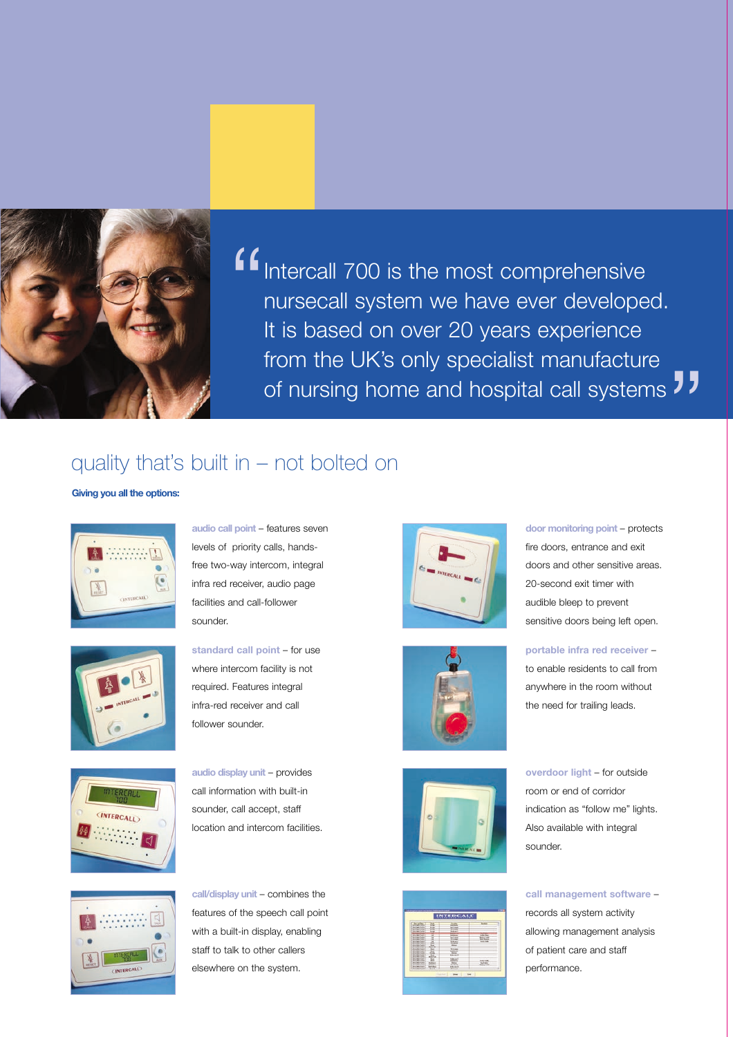> "Intercall 700 is the most comprehensive nursecall system we have ever developed. It is based on over 20 years experience from the UK's only specialist manufacture of nursing home and hospital call systems"

## quality that's built in – not bolted on

**Giving you all the options:**

**audio call point** – features seven levels of priority calls, hands-free two-way intercom, integral infra red receiver, audio page facilities and call-follower sounder.

**standard call point** – for use where intercom facility is not required. Features integral infra-red receiver and call follower sounder.

**audio display unit** – provides call information with built-in sounder, call accept, staff location and intercom facilities.

**call/display unit** – combines the features of the speech call point with a built-in display, enabling staff to talk to other callers elsewhere on the system.

**door monitoring point** – protects fire doors, entrance and exit doors and other sensitive areas. 20-second exit timer with audible bleep to prevent sensitive doors being left open.

**portable infra red receiver** – to enable residents to call from anywhere in the room without the need for trailing leads.

**overdoor light** – for outside room or end of corridor indication as "follow me" lights. Also available with integral sounder.

**call management software** – records all system activity allowing management analysis of patient care and staff performance.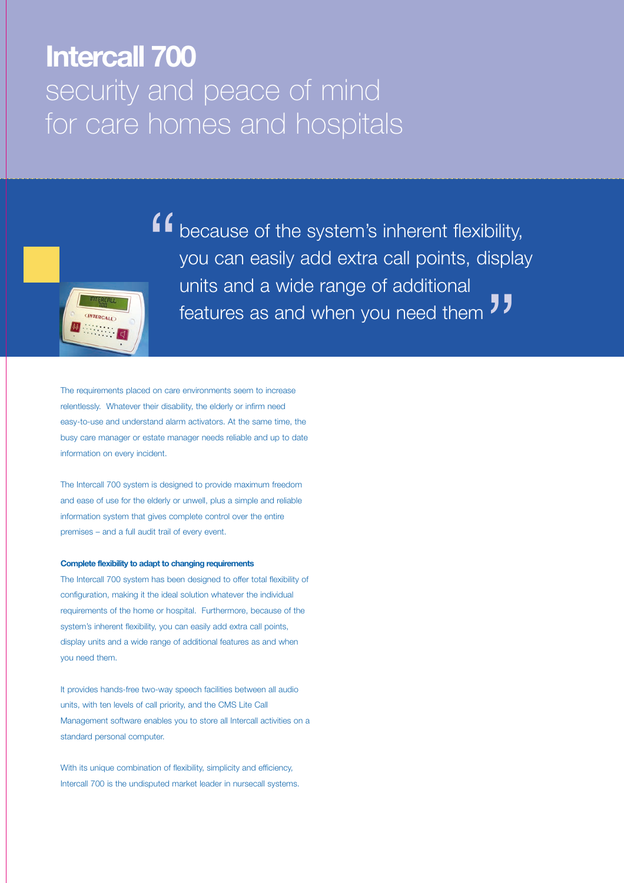# Intercall 700

## security and peace of mind for care homes and hospitals

> "because of the system's inherent flexibility, you can easily add extra call points, display units and a wide range of additional features as and when you need them"

The requirements placed on care environments seem to increase relentlessly. Whatever their disability, the elderly or infirm need easy-to-use and understand alarm activators. At the same time, the busy care manager or estate manager needs reliable and up to date information on every incident.

The Intercall 700 system is designed to provide maximum freedom and ease of use for the elderly or unwell, plus a simple and reliable information system that gives complete control over the entire premises – and a full audit trail of every event.

**Complete flexibility to adapt to changing requirements**

The Intercall 700 system has been designed to offer total flexibility of configuration, making it the ideal solution whatever the individual requirements of the home or hospital. Furthermore, because of the system's inherent flexibility, you can easily add extra call points, display units and a wide range of additional features as and when you need them.

It provides hands-free two-way speech facilities between all audio units, with ten levels of call priority, and the CMS Lite Call Management software enables you to store all Intercall activities on a standard personal computer.

With its unique combination of flexibility, simplicity and efficiency, Intercall 700 is the undisputed market leader in nursecall systems.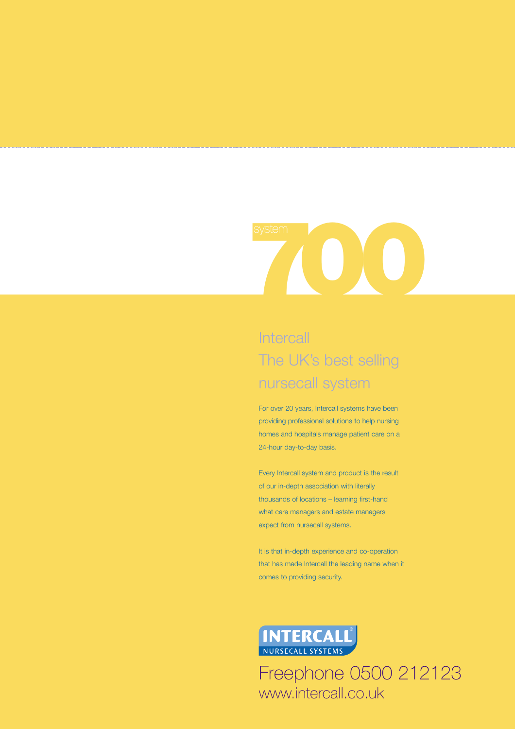system 700

# Intercall
# The UK's best selling nursecall system

For over 20 years, Intercall systems have been providing professional solutions to help nursing homes and hospitals manage patient care on a 24-hour day-to-day basis.

Every Intercall system and product is the result of our in-depth association with literally thousands of locations – learning first-hand what care managers and estate managers expect from nursecall systems.

It is that in-depth experience and co-operation that has made Intercall the leading name when it comes to providing security.

INTERCALL®
NURSECALL SYSTEMS

Freephone 0500 212123
www.intercall.co.uk